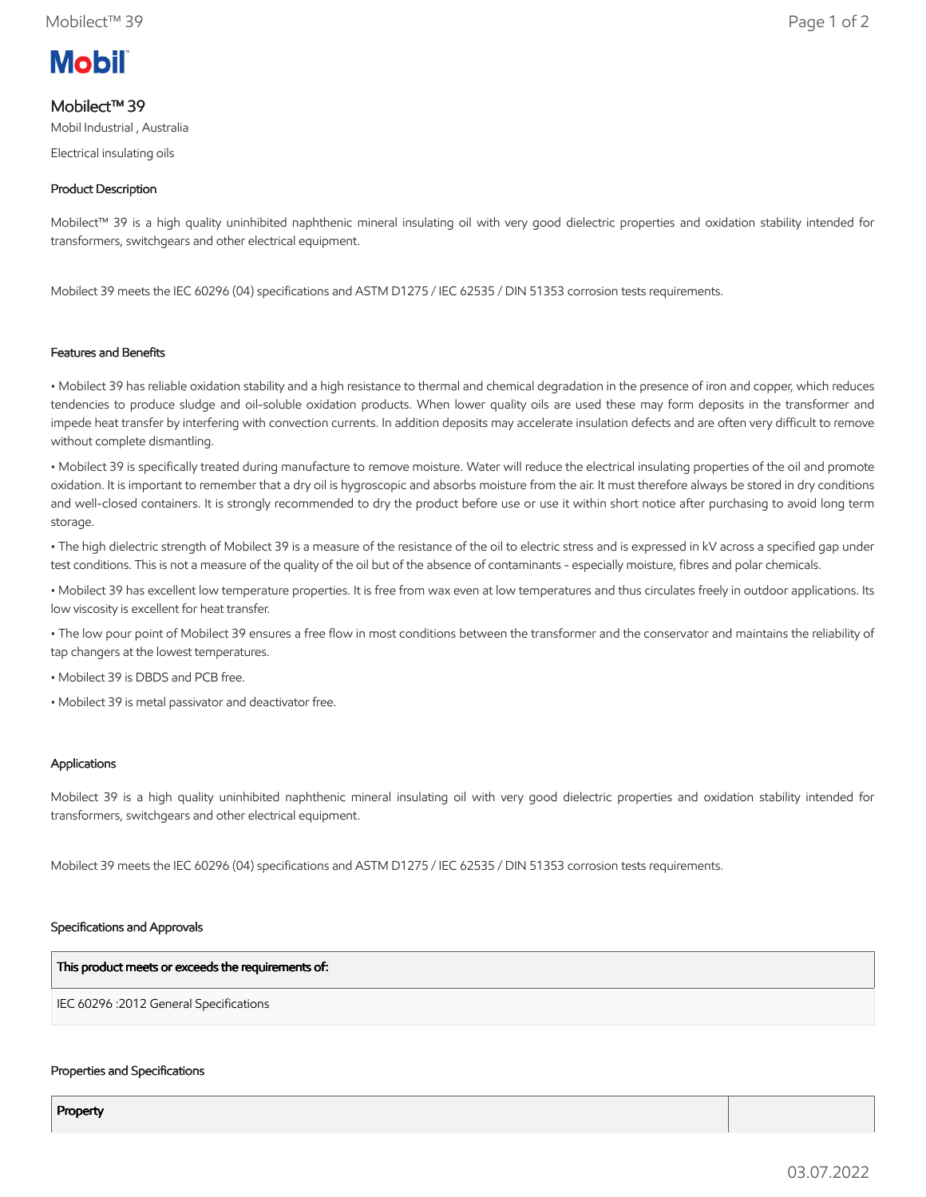# Mobilect™ 39

Mobil Industrial , Australia

Electrical insulating oils

### Product Description

Mobilect™ 39 is a high quality uninhibited naphthenic mineral insulating oil with very good dielectric properties and oxidation stability intended for transformers, switchgears and other electrical equipment.

Mobilect 39 meets the IEC 60296 (04) specifications and ASTM D1275 / IEC 62535 / DIN 51353 corrosion tests requirements.

### Features and Benefits

- Mobilect 39 has reliable oxidation stability and a high resistance to thermal and chemical degradation in the presence of iron and copper, which reduces tendencies to produce sludge and oil-soluble oxidation products. When lower quality oils are used these may form deposits in the transformer and impede heat transfer by interfering with convection currents. In addition deposits may accelerate insulation defects and are often very difficult to remove without complete dismantling.
- Mobilect 39 is specifically treated during manufacture to remove moisture. Water will reduce the electrical insulating properties of the oil and promote oxidation. It is important to remember that a dry oil is hygroscopic and absorbs moisture from the air. It must therefore always be stored in dry conditions and well-closed containers. It is strongly recommended to dry the product before use or use it within short notice after purchasing to avoid long term storage.
- The high dielectric strength of Mobilect 39 is a measure of the resistance of the oil to electric stress and is expressed in kV across a specified gap under test conditions. This is not a measure of the quality of the oil but of the absence of contaminants - especially moisture, fibres and polar chemicals.
- Mobilect 39 has excellent low temperature properties. It is free from wax even at low temperatures and thus circulates freely in outdoor applications. Its low viscosity is excellent for heat transfer.
- The low pour point of Mobilect 39 ensures a free flow in most conditions between the transformer and the conservator and maintains the reliability of tap changers at the lowest temperatures.
- Mobilect 39 is DBDS and PCB free.
- Mobilect 39 is metal passivator and deactivator free.

### Applications

Mobilect 39 is a high quality uninhibited naphthenic mineral insulating oil with very good dielectric properties and oxidation stability intended for transformers, switchgears and other electrical equipment.

Mobilect 39 meets the IEC 60296 (04) specifications and ASTM D1275 / IEC 62535 / DIN 51353 corrosion tests requirements.

### Specifications and Approvals

| This product meets or exceeds the requirements of: |
| --- |
| IEC 60296 :2012 General Specifications |

### Properties and Specifications

| Property | |
| --- | --- |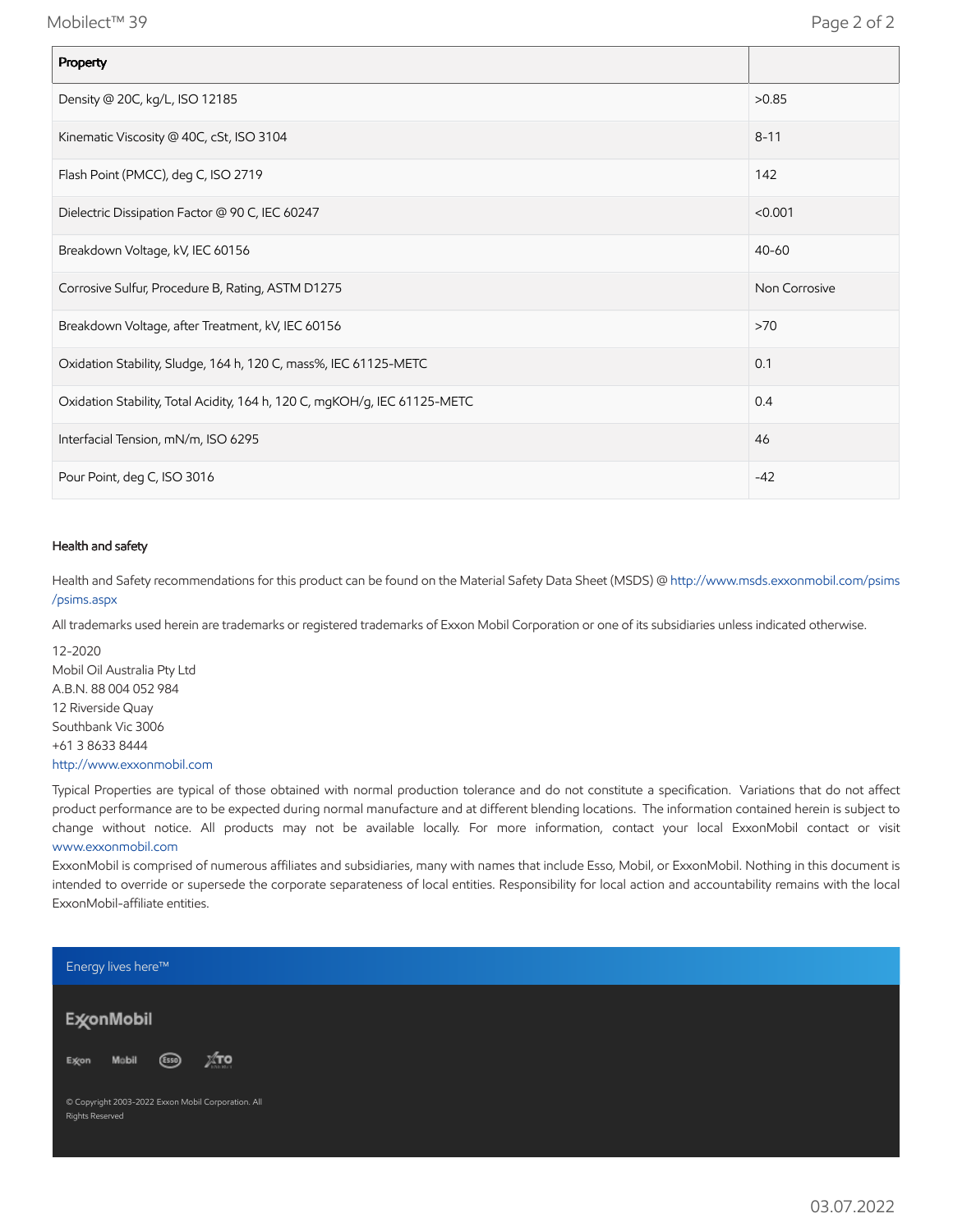| Property | |
|---|---|
| Density @ 20C, kg/L, ISO 12185 | >0.85 |
| Kinematic Viscosity @ 40C, cSt, ISO 3104 | 8-11 |
| Flash Point (PMCC), deg C, ISO 2719 | 142 |
| Dielectric Dissipation Factor @ 90 C, IEC 60247 | <0.001 |
| Breakdown Voltage, kV, IEC 60156 | 40-60 |
| Corrosive Sulfur, Procedure B, Rating, ASTM D1275 | Non Corrosive |
| Breakdown Voltage, after Treatment, kV, IEC 60156 | >70 |
| Oxidation Stability, Sludge, 164 h, 120 C, mass%, IEC 61125-METC | 0.1 |
| Oxidation Stability, Total Acidity, 164 h, 120 C, mgKOH/g, IEC 61125-METC | 0.4 |
| Interfacial Tension, mN/m, ISO 6295 | 46 |
| Pour Point, deg C, ISO 3016 | -42 |

### Health and safety

Health and Safety recommendations for this product can be found on the Material Safety Data Sheet (MSDS) @ http://www.msds.exxonmobil.com/psims/psims.aspx

All trademarks used herein are trademarks or registered trademarks of Exxon Mobil Corporation or one of its subsidiaries unless indicated otherwise.

12-2020
Mobil Oil Australia Pty Ltd
A.B.N. 88 004 052 984
12 Riverside Quay
Southbank Vic 3006
+61 3 8633 8444
http://www.exxonmobil.com

Typical Properties are typical of those obtained with normal production tolerance and do not constitute a specification. Variations that do not affect product performance are to be expected during normal manufacture and at different blending locations. The information contained herein is subject to change without notice. All products may not be available locally. For more information, contact your local ExxonMobil contact or visit www.exxonmobil.com

ExxonMobil is comprised of numerous affiliates and subsidiaries, many with names that include Esso, Mobil, or ExxonMobil. Nothing in this document is intended to override or supersede the corporate separateness of local entities. Responsibility for local action and accountability remains with the local ExxonMobil-affiliate entities.

Energy lives here™

ExxonMobil

Exxon Mobil Esso XTO

© Copyright 2003-2022 Exxon Mobil Corporation. All Rights Reserved